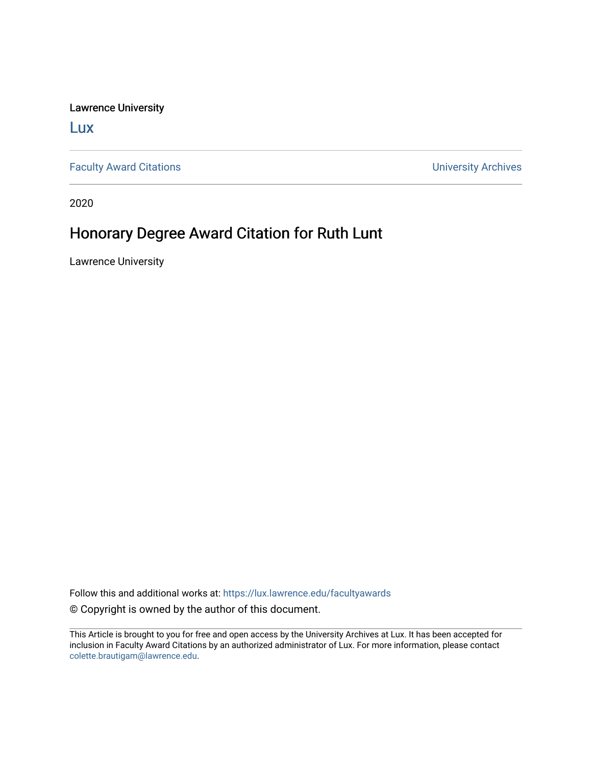Lawrence University

Lux

Faculty Award Citations

University Archives

2020

# Honorary Degree Award Citation for Ruth Lunt

Lawrence University

Follow this and additional works at: https://lux.lawrence.edu/facultyawards

© Copyright is owned by the author of this document.

This Article is brought to you for free and open access by the University Archives at Lux. It has been accepted for inclusion in Faculty Award Citations by an authorized administrator of Lux. For more information, please contact colette.brautigam@lawrence.edu.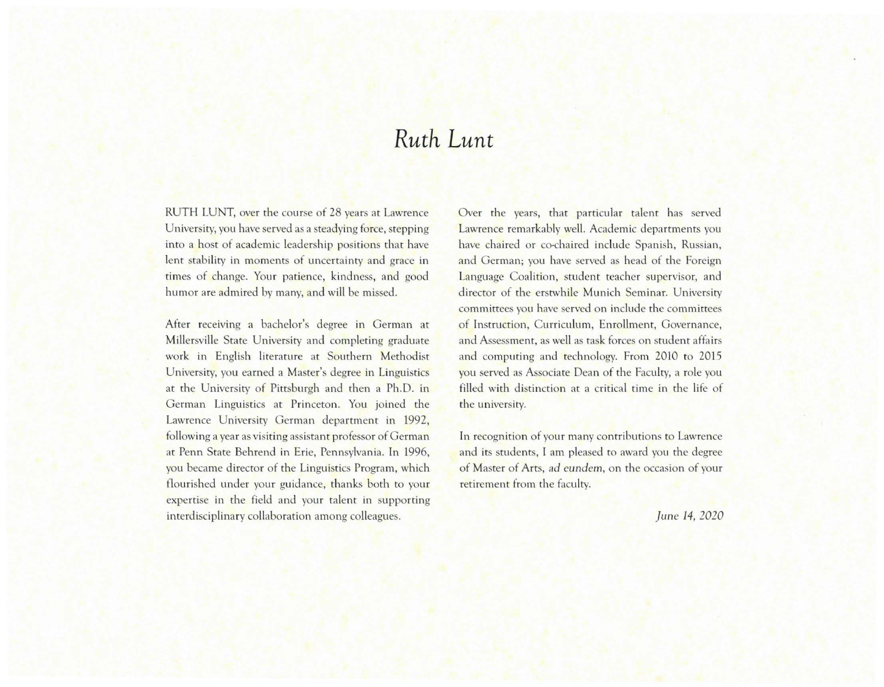# *Ruth Lunt*

RUTH LUNT, over the course of 28 years at Lawrence University, you have served as a steadying force, stepping into a host of academic leadership positions that have lent stability in moments of uncertainty and grace in times of change. Your patience, kindness, and good humor are admired by many, and will be missed.

After receiving a bachelor's degree in German at Millersville State University and completing graduate work in English literature at Southern Methodist University, you earned a Master's degree in Linguistics at the University of Pittsburgh and then a Ph.D. in German Linguistics at Princeton. You joined the Lawrence University German department in 1992, following a year as visiting assistant professor of German at Penn State Behrend in Erie, Pennsylvania. In 1996, you became director of the Linguistics Program, which flourished under your guidance, thanks both to your expertise in the field and your talent in supporting interdisciplinary collaboration among colleagues.

Over the years, that particular talent has served Lawrence remarkably well. Academic departments you have chaired or co-chaired include Spanish, Russian, and German; you have served as head of the Foreign Language Coalition, student teacher supervisor, and director of the erstwhile Munich Seminar. University committees you have served on include the committees of Instruction, Curriculum, Enrollment, Governance, and Assessment, as well as task forces on student affairs and computing and technology. From 2010 to 2015 you served as Associate Dean of the Faculty, a role you filled with distinction at a critical time in the life of the university.

In recognition of your many contributions to Lawrence and its students, I am pleased to award you the degree of Master of Arts, *ad eundem*, on the occasion of your retirement from the faculty.

*June 14, 2020*